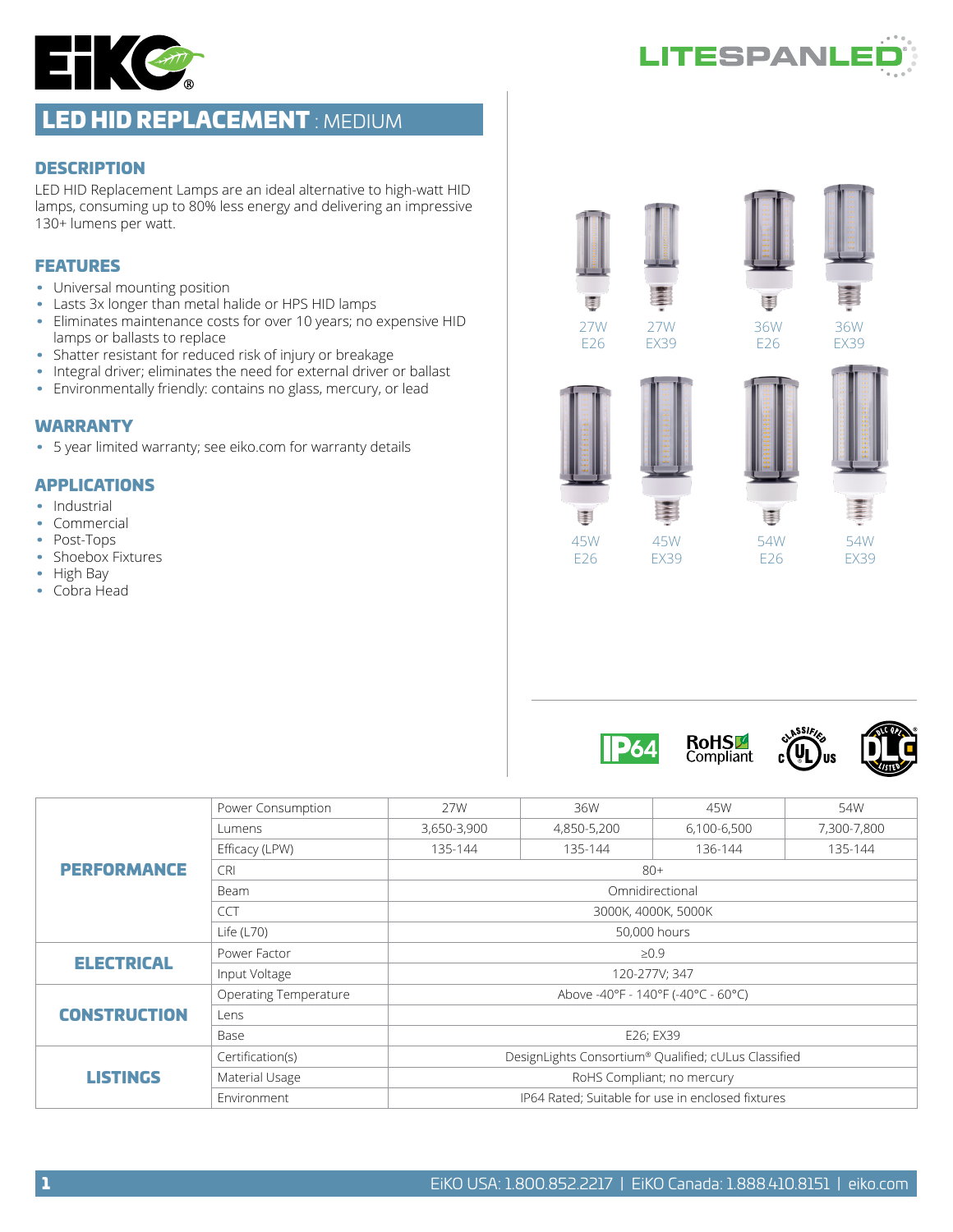# LED HID REPLACEMENT : MEDIUM

## DESCRIPTION

LED HID Replacement Lamps are an ideal alternative to high-watt HID lamps, consuming up to 80% less energy and delivering an impressive 130+ lumens per watt.

## FEATURES

- Universal mounting position
- Lasts 3x longer than metal halide or HPS HID lamps
- Eliminates maintenance costs for over 10 years; no expensive HID lamps or ballasts to replace
- Shatter resistant for reduced risk of injury or breakage
- Integral driver; eliminates the need for external driver or ballast
- Environmentally friendly: contains no glass, mercury, or lead

## WARRANTY

- 5 year limited warranty; see eiko.com for warranty details

## APPLICATIONS

- Industrial
- Commercial
- Post-Tops
- Shoebox Fixtures
- High Bay
- Cobra Head

27W E26 | 27W EX39 | 36W E26 | 36W EX39

45W E26 | 45W EX39 | 54W E26 | 54W EX39

| | | | | | |
|---|---|---|---|---|---|
| **PERFORMANCE** | Power Consumption | 27W | 36W | 45W | 54W |
| | Lumens | 3,650-3,900 | 4,850-5,200 | 6,100-6,500 | 7,300-7,800 |
| | Efficacy (LPW) | 135-144 | 135-144 | 136-144 | 135-144 |
| | CRI | 80+ | | | |
| | Beam | Omnidirectional | | | |
| | CCT | 3000K, 4000K, 5000K | | | |
| | Life (L70) | 50,000 hours | | | |
| **ELECTRICAL** | Power Factor | ≥0.9 | | | |
| | Input Voltage | 120-277V; 347 | | | |
| **CONSTRUCTION** | Operating Temperature | Above -40°F - 140°F (-40°C - 60°C) | | | |
| | Lens | | | | |
| | Base | E26; EX39 | | | |
| **LISTINGS** | Certification(s) | DesignLights Consortium® Qualified; cULus Classified | | | |
| | Material Usage | RoHS Compliant; no mercury | | | |
| | Environment | IP64 Rated; Suitable for use in enclosed fixtures | | | |

EiKO USA: 1.800.852.2217 | EiKO Canada: 1.888.410.8151 | eiko.com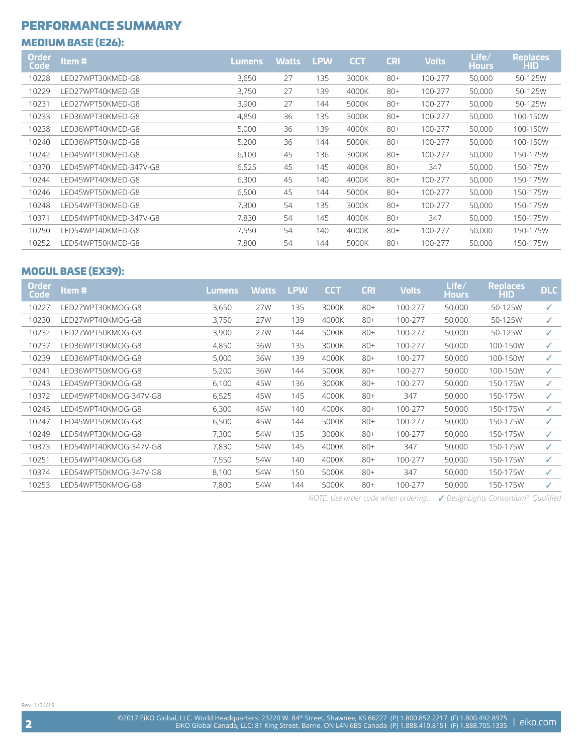## PERFORMANCE SUMMARY

### MEDIUM BASE (E26):

| Order Code | Item # | Lumens | Watts | LPW | CCT | CRI | Volts | Life/ Hours | Replaces HID |
|---|---|---|---|---|---|---|---|---|---|
| 10228 | LED27WPT30KMED-G8 | 3,650 | 27 | 135 | 3000K | 80+ | 100-277 | 50,000 | 50-125W |
| 10229 | LED27WPT40KMED-G8 | 3,750 | 27 | 139 | 4000K | 80+ | 100-277 | 50,000 | 50-125W |
| 10231 | LED27WPT50KMED-G8 | 3,900 | 27 | 144 | 5000K | 80+ | 100-277 | 50,000 | 50-125W |
| 10233 | LED36WPT30KMED-G8 | 4,850 | 36 | 135 | 3000K | 80+ | 100-277 | 50,000 | 100-150W |
| 10238 | LED36WPT40KMED-G8 | 5,000 | 36 | 139 | 4000K | 80+ | 100-277 | 50,000 | 100-150W |
| 10240 | LED36WPT50KMED-G8 | 5,200 | 36 | 144 | 5000K | 80+ | 100-277 | 50,000 | 100-150W |
| 10242 | LED45WPT30KMED-G8 | 6,100 | 45 | 136 | 3000K | 80+ | 100-277 | 50,000 | 150-175W |
| 10370 | LED45WPT40KMED-347V-G8 | 6,525 | 45 | 145 | 4000K | 80+ | 347 | 50,000 | 150-175W |
| 10244 | LED45WPT40KMED-G8 | 6,300 | 45 | 140 | 4000K | 80+ | 100-277 | 50,000 | 150-175W |
| 10246 | LED45WPT50KMED-G8 | 6,500 | 45 | 144 | 5000K | 80+ | 100-277 | 50,000 | 150-175W |
| 10248 | LED54WPT30KMED-G8 | 7,300 | 54 | 135 | 3000K | 80+ | 100-277 | 50,000 | 150-175W |
| 10371 | LED54WPT40KMED-347V-G8 | 7,830 | 54 | 145 | 4000K | 80+ | 347 | 50,000 | 150-175W |
| 10250 | LED54WPT40KMED-G8 | 7,550 | 54 | 140 | 4000K | 80+ | 100-277 | 50,000 | 150-175W |
| 10252 | LED54WPT50KMED-G8 | 7,800 | 54 | 144 | 5000K | 80+ | 100-277 | 50,000 | 150-175W |

### MOGUL BASE (EX39):

| Order Code | Item # | Lumens | Watts | LPW | CCT | CRI | Volts | Life/ Hours | Replaces HID | DLC |
|---|---|---|---|---|---|---|---|---|---|---|
| 10227 | LED27WPT30KMOG-G8 | 3,650 | 27W | 135 | 3000K | 80+ | 100-277 | 50,000 | 50-125W | ✓ |
| 10230 | LED27WPT40KMOG-G8 | 3,750 | 27W | 139 | 4000K | 80+ | 100-277 | 50,000 | 50-125W | ✓ |
| 10232 | LED27WPT50KMOG-G8 | 3,900 | 27W | 144 | 5000K | 80+ | 100-277 | 50,000 | 50-125W | ✓ |
| 10237 | LED36WPT30KMOG-G8 | 4,850 | 36W | 135 | 3000K | 80+ | 100-277 | 50,000 | 100-150W | ✓ |
| 10239 | LED36WPT40KMOG-G8 | 5,000 | 36W | 139 | 4000K | 80+ | 100-277 | 50,000 | 100-150W | ✓ |
| 10241 | LED36WPT50KMOG-G8 | 5,200 | 36W | 144 | 5000K | 80+ | 100-277 | 50,000 | 100-150W | ✓ |
| 10243 | LED45WPT30KMOG-G8 | 6,100 | 45W | 136 | 3000K | 80+ | 100-277 | 50,000 | 150-175W | ✓ |
| 10372 | LED45WPT40KMOG-347V-G8 | 6,525 | 45W | 145 | 4000K | 80+ | 347 | 50,000 | 150-175W | ✓ |
| 10245 | LED45WPT40KMOG-G8 | 6,300 | 45W | 140 | 4000K | 80+ | 100-277 | 50,000 | 150-175W | ✓ |
| 10247 | LED45WPT50KMOG-G8 | 6,500 | 45W | 144 | 5000K | 80+ | 100-277 | 50,000 | 150-175W | ✓ |
| 10249 | LED54WPT30KMOG-G8 | 7,300 | 54W | 135 | 3000K | 80+ | 100-277 | 50,000 | 150-175W | ✓ |
| 10373 | LED54WPT40KMOG-347V-G8 | 7,830 | 54W | 145 | 4000K | 80+ | 347 | 50,000 | 150-175W | ✓ |
| 10251 | LED54WPT40KMOG-G8 | 7,550 | 54W | 140 | 4000K | 80+ | 100-277 | 50,000 | 150-175W | ✓ |
| 10374 | LED54WPT50KMOG-347V-G8 | 8,100 | 54W | 150 | 5000K | 80+ | 347 | 50,000 | 150-175W | ✓ |
| 10253 | LED54WPT50KMOG-G8 | 7,800 | 54W | 144 | 5000K | 80+ | 100-277 | 50,000 | 150-175W | ✓ |

*NOTE: Use order code when ordering.* ✓ *DesignLights Consortium® Qualified*

Rev. 1/24/19

©2017 EiKO Global, LLC. World Headquarters: 23220 W. 84th Street, Shawnee, KS 66227 (P) 1.800.852.2217 (F) 1.800.492.8975
EiKO Global Canada, LLC: 81 King Street, Barrie, ON L4N 6B5 Canada (P) 1.888.410.8151 (F) 1.888.705.1335 | eiko.com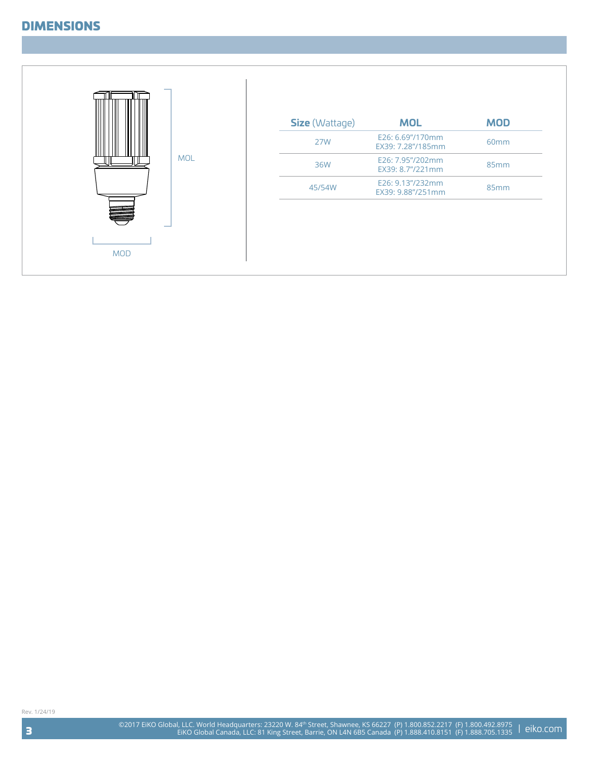## DIMENSIONS

MOL

MOD

| Size (Wattage) | MOL | MOD |
|---|---|---|
| 27W | E26: 6.69"/170mm<br>EX39: 7.28"/185mm | 60mm |
| 36W | E26: 7.95"/202mm<br>EX39: 8.7"/221mm | 85mm |
| 45/54W | E26: 9.13"/232mm<br>EX39: 9.88"/251mm | 85mm |

Rev. 1/24/19

©2017 EiKO Global, LLC. World Headquarters: 23220 W. 84th Street, Shawnee, KS 66227 (P) 1.800.852.2217 (F) 1.800.492.8975
EiKO Global Canada, LLC: 81 King Street, Barrie, ON L4N 6B5 Canada (P) 1.888.410.8151 (F) 1.888.705.1335 | eiko.com